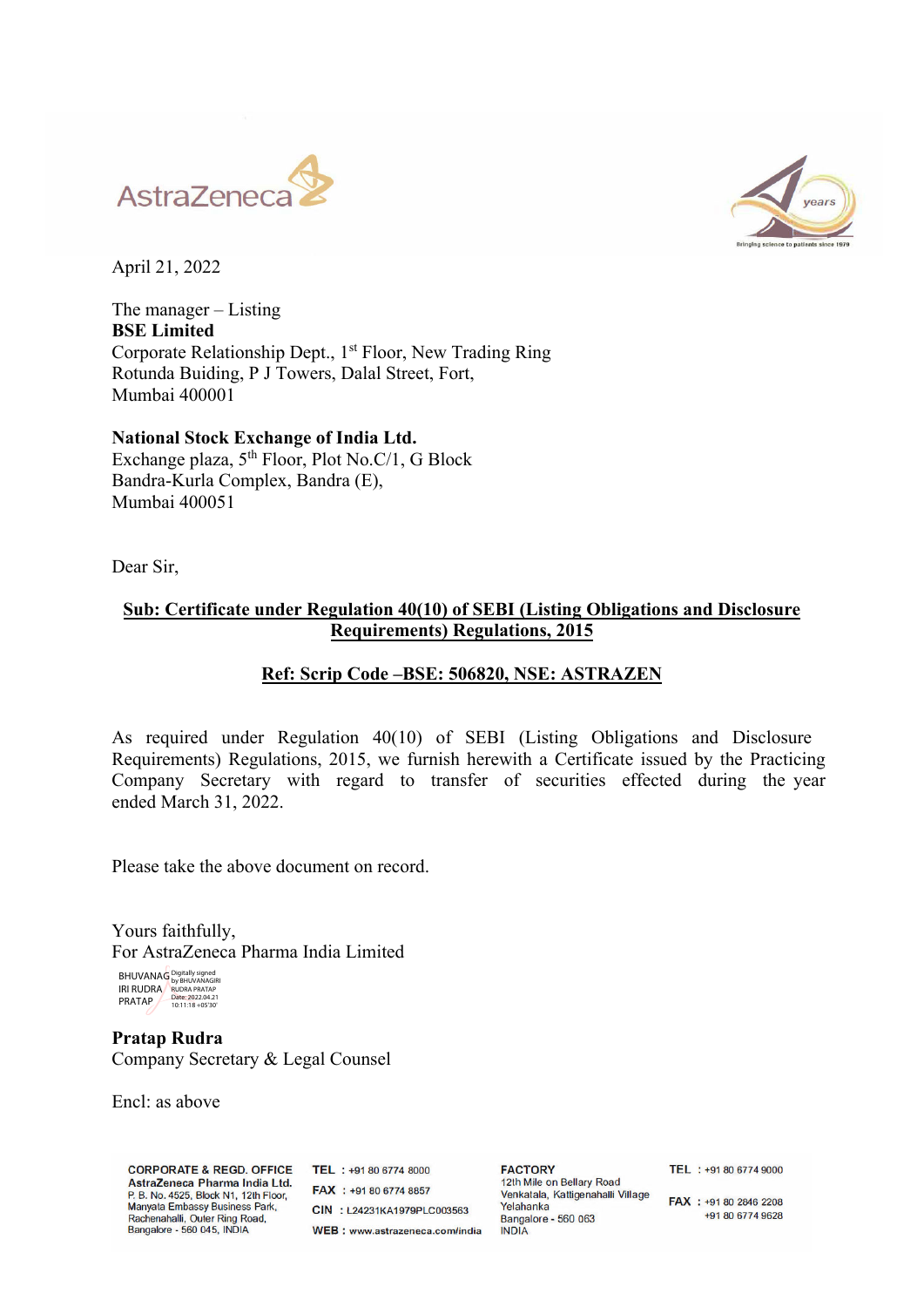April 21, 2022

The manager – Listing
**BSE Limited**
Corporate Relationship Dept., 1st Floor, New Trading Ring
Rotunda Buiding, P J Towers, Dalal Street, Fort,
Mumbai 400001

**National Stock Exchange of India Ltd.**
Exchange plaza, 5th Floor, Plot No.C/1, G Block
Bandra-Kurla Complex, Bandra (E),
Mumbai 400051

Dear Sir,

**Sub: Certificate under Regulation 40(10) of SEBI (Listing Obligations and Disclosure Requirements) Regulations, 2015**

**Ref: Scrip Code –BSE: 506820, NSE: ASTRAZEN**

As required under Regulation 40(10) of SEBI (Listing Obligations and Disclosure Requirements) Regulations, 2015, we furnish herewith a Certificate issued by the Practicing Company Secretary with regard to transfer of securities effected during the year ended March 31, 2022.

Please take the above document on record.

Yours faithfully,
For AstraZeneca Pharma India Limited

BHUVANAGIRI RUDRA PRATAP Digitally signed by BHUVANAGIRI RUDRA PRATAP Date: 2022.04.21 10:11:18 +05'30'

**Pratap Rudra**
Company Secretary & Legal Counsel

Encl: as above

**CORPORATE & REGD. OFFICE**
**AstraZeneca Pharma India Ltd.**
P. B. No. 4525, Block N1, 12th Floor,
Manyata Embassy Business Park,
Rachenahalli, Outer Ring Road,
Bangalore - 560 045, INDIA

**TEL** : +91 80 6774 8000
**FAX** : +91 80 6774 8857
**CIN** : L24231KA1979PLC003563
**WEB** : www.astrazeneca.com/india

**FACTORY**
12th Mile on Bellary Road
Venkatala, Kattigenahalli Village
Yelahanka
Bangalore - 560 063
INDIA

**TEL** : +91 80 6774 9000
**FAX** : +91 80 2846 2208
+91 80 6774 9628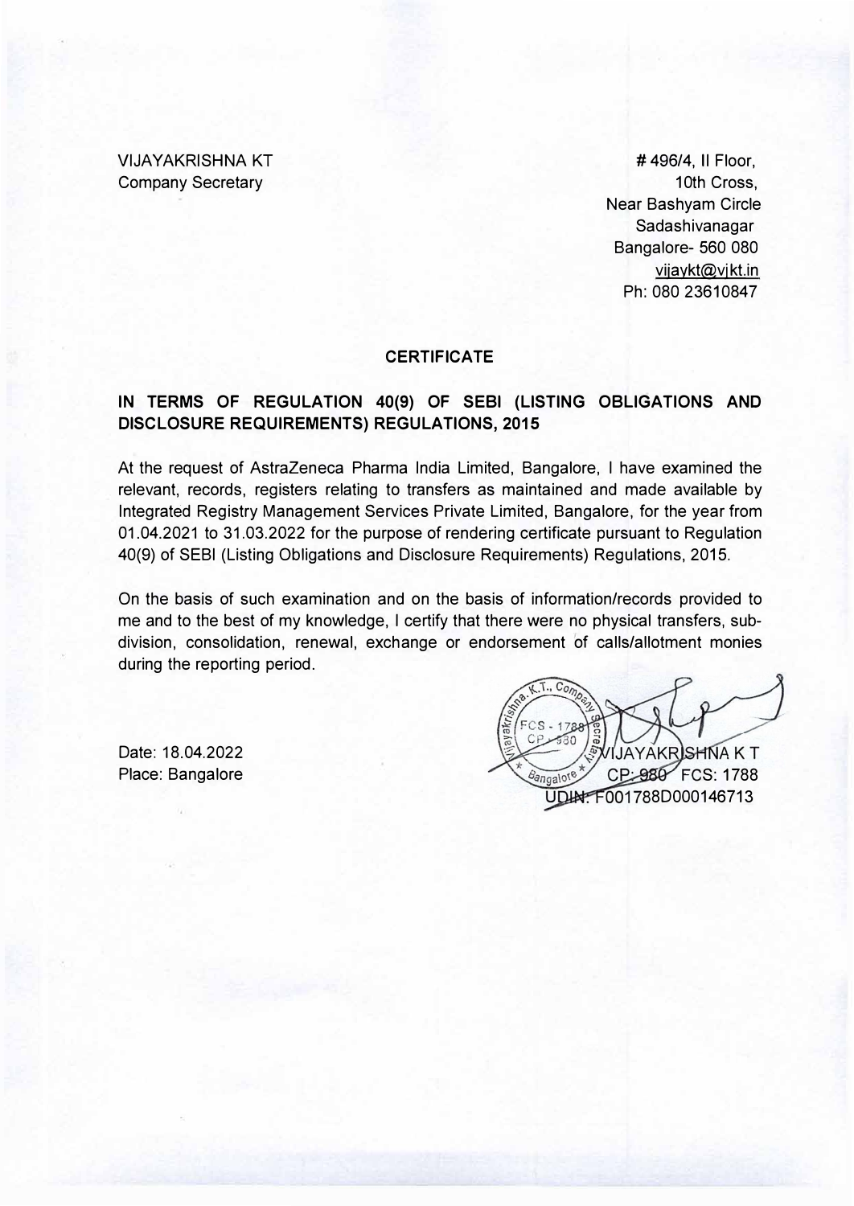VIJAYAKRISHNA KT
Company Secretary

# 496/4, II Floor,
10th Cross,
Near Bashyam Circle
Sadashivanagar
Bangalore- 560 080
vijaykt@vjkt.in
Ph: 080 23610847

## CERTIFICATE

### IN TERMS OF REGULATION 40(9) OF SEBI (LISTING OBLIGATIONS AND DISCLOSURE REQUIREMENTS) REGULATIONS, 2015

At the request of AstraZeneca Pharma India Limited, Bangalore, I have examined the relevant, records, registers relating to transfers as maintained and made available by Integrated Registry Management Services Private Limited, Bangalore, for the year from 01.04.2021 to 31.03.2022 for the purpose of rendering certificate pursuant to Regulation 40(9) of SEBI (Listing Obligations and Disclosure Requirements) Regulations, 2015.

On the basis of such examination and on the basis of information/records provided to me and to the best of my knowledge, I certify that there were no physical transfers, sub-division, consolidation, renewal, exchange or endorsement of calls/allotment monies during the reporting period.

Date: 18.04.2022
Place: Bangalore

VIJAYAKRISHNA K T
CP: 980 FCS: 1788
UDIN: F001788D000146713